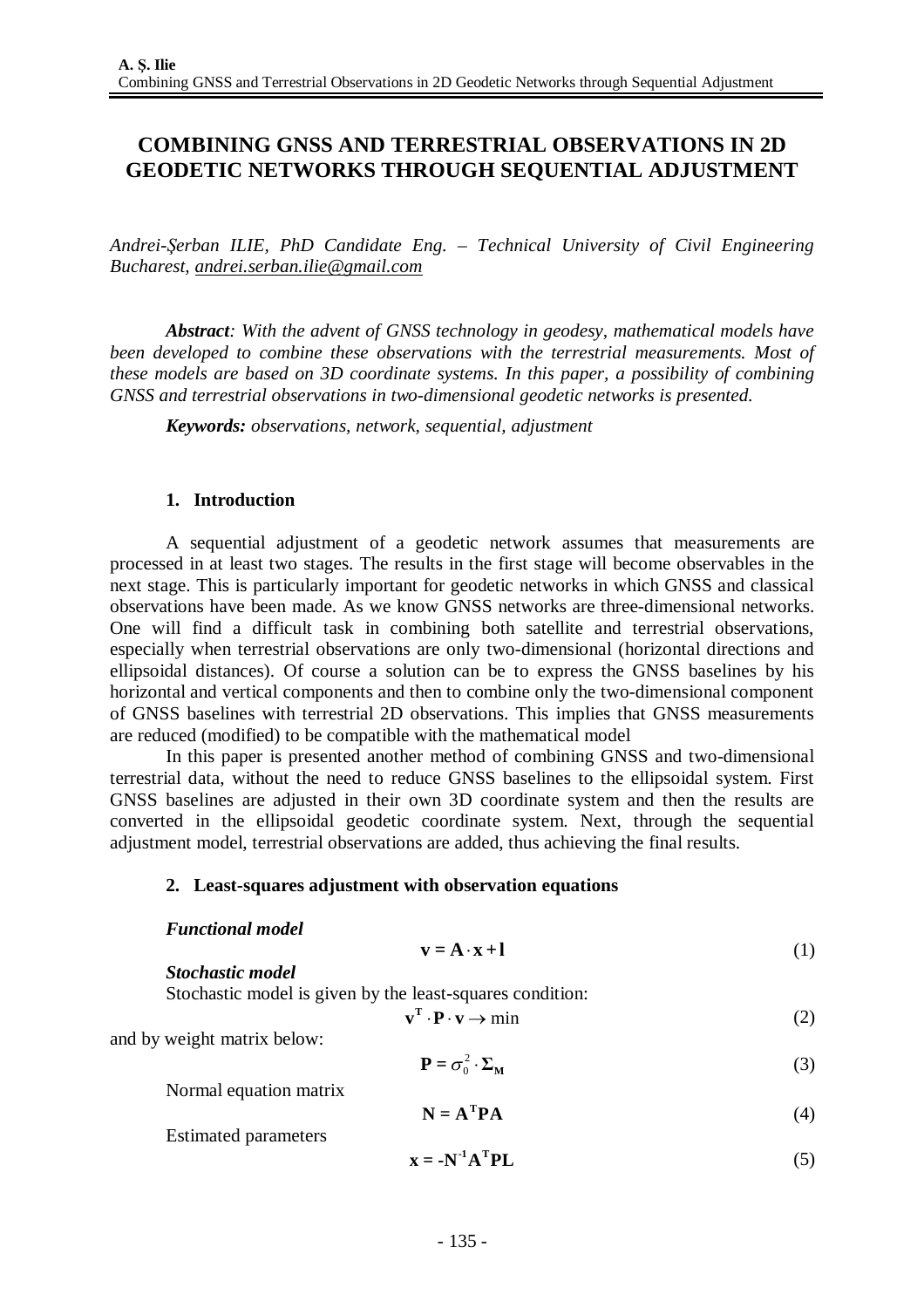# COMBINING GNSS AND TERRESTRIAL OBSERVATIONS IN 2D GEODETIC NETWORKS THROUGH SEQUENTIAL ADJUSTMENT

*Andrei-Şerban ILIE, PhD Candidate Eng. – Technical University of Civil Engineering Bucharest, andrei.serban.ilie@gmail.com*

***Abstract****: With the advent of GNSS technology in geodesy, mathematical models have been developed to combine these observations with the terrestrial measurements. Most of these models are based on 3D coordinate systems. In this paper, a possibility of combining GNSS and terrestrial observations in two-dimensional geodetic networks is presented.*

***Keywords:*** *observations, network, sequential, adjustment*

## 1. Introduction

A sequential adjustment of a geodetic network assumes that measurements are processed in at least two stages. The results in the first stage will become observables in the next stage. This is particularly important for geodetic networks in which GNSS and classical observations have been made. As we know GNSS networks are three-dimensional networks. One will find a difficult task in combining both satellite and terrestrial observations, especially when terrestrial observations are only two-dimensional (horizontal directions and ellipsoidal distances). Of course a solution can be to express the GNSS baselines by his horizontal and vertical components and then to combine only the two-dimensional component of GNSS baselines with terrestrial 2D observations. This implies that GNSS measurements are reduced (modified) to be compatible with the mathematical model

In this paper is presented another method of combining GNSS and two-dimensional terrestrial data, without the need to reduce GNSS baselines to the ellipsoidal system. First GNSS baselines are adjusted in their own 3D coordinate system and then the results are converted in the ellipsoidal geodetic coordinate system. Next, through the sequential adjustment model, terrestrial observations are added, thus achieving the final results.

## 2. Least-squares adjustment with observation equations

***Functional model***

$$\mathbf{v} = \mathbf{A} \cdot \mathbf{x} + \mathbf{l} \tag{1}$$

***Stochastic model***

Stochastic model is given by the least-squares condition:

$$\mathbf{v}^{\mathbf{T}} \cdot \mathbf{P} \cdot \mathbf{v} \rightarrow \min \tag{2}$$

and by weight matrix below:

$$\mathbf{P} = \sigma_0^2 \cdot \mathbf{\Sigma_M} \tag{3}$$

Normal equation matrix

$$\mathbf{N} = \mathbf{A^T P A} \tag{4}$$

Estimated parameters

$$\mathbf{x} = \mathbf{-N^{-1} A^T P L} \tag{5}$$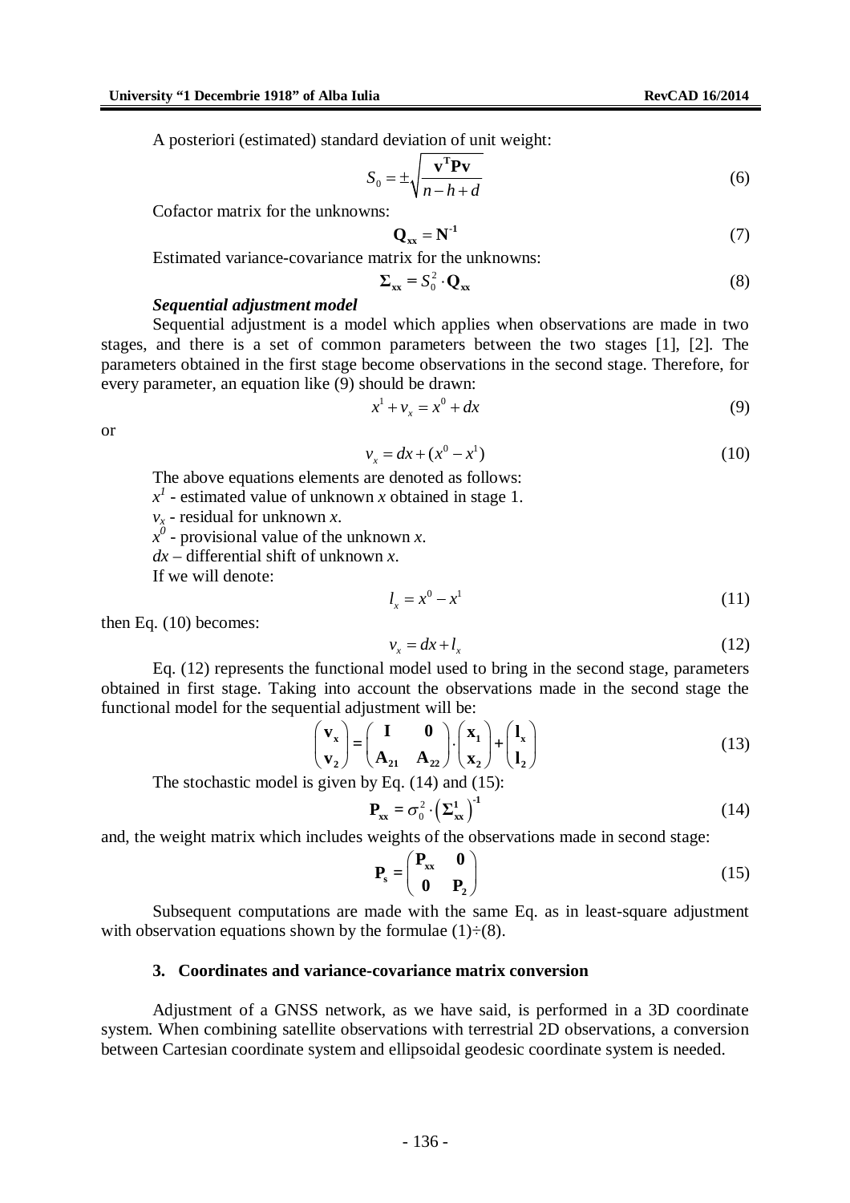A posteriori (estimated) standard deviation of unit weight:

$$S_0 = \pm\sqrt{\frac{\mathbf{v^T P v}}{n-h+d}} \tag{6}$$

Cofactor matrix for the unknowns:

$$\mathbf{Q_{xx}} = \mathbf{N^{-1}} \tag{7}$$

Estimated variance-covariance matrix for the unknowns:

$$\mathbf{\Sigma_{xx}} = S_0^2 \cdot \mathbf{Q_{xx}} \tag{8}$$

***Sequential adjustment model***

Sequential adjustment is a model which applies when observations are made in two stages, and there is a set of common parameters between the two stages [1], [2]. The parameters obtained in the first stage become observations in the second stage. Therefore, for every parameter, an equation like (9) should be drawn:

$$x^1 + v_x = x^0 + dx \tag{9}$$

or

$$v_x = dx + (x^0 - x^1) \tag{10}$$

The above equations elements are denoted as follows:

$x^1$ - estimated value of unknown $x$ obtained in stage 1.

$v_x$ - residual for unknown $x$.

$x^0$ - provisional value of the unknown $x$.

$dx$ – differential shift of unknown $x$.

If we will denote:

$$l_x = x^0 - x^1 \tag{11}$$

then Eq. (10) becomes:

$$v_x = dx + l_x \tag{12}$$

Eq. (12) represents the functional model used to bring in the second stage, parameters obtained in first stage. Taking into account the observations made in the second stage the functional model for the sequential adjustment will be:

$$\begin{pmatrix} \mathbf{v_x} \\ \mathbf{v_2} \end{pmatrix} = \begin{pmatrix} \mathbf{I} & \mathbf{0} \\ \mathbf{A_{21}} & \mathbf{A_{22}} \end{pmatrix} \cdot \begin{pmatrix} \mathbf{x_1} \\ \mathbf{x_2} \end{pmatrix} + \begin{pmatrix} \mathbf{l_x} \\ \mathbf{l_2} \end{pmatrix} \tag{13}$$

The stochastic model is given by Eq. (14) and (15):

$$\mathbf{P_{xx}} = \sigma_0^2 \cdot \left(\mathbf{\Sigma_{xx}^1}\right)^{-1} \tag{14}$$

and, the weight matrix which includes weights of the observations made in second stage:

$$\mathbf{P_s} = \begin{pmatrix} \mathbf{P_{xx}} & \mathbf{0} \\ \mathbf{0} & \mathbf{P_2} \end{pmatrix} \tag{15}$$

Subsequent computations are made with the same Eq. as in least-square adjustment with observation equations shown by the formulae (1)÷(8).

## 3. Coordinates and variance-covariance matrix conversion

Adjustment of a GNSS network, as we have said, is performed in a 3D coordinate system. When combining satellite observations with terrestrial 2D observations, a conversion between Cartesian coordinate system and ellipsoidal geodesic coordinate system is needed.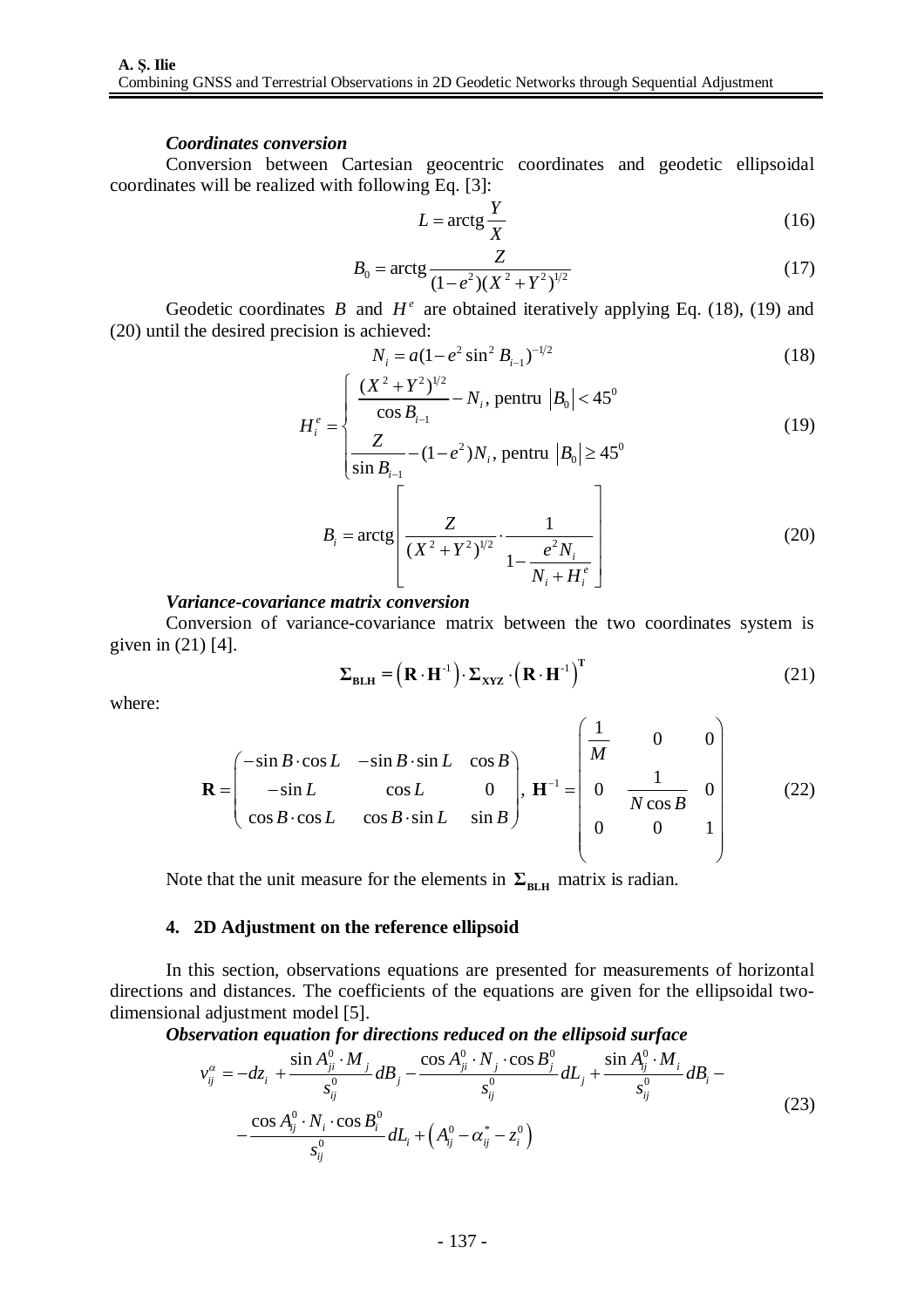***Coordinates conversion***

Conversion between Cartesian geocentric coordinates and geodetic ellipsoidal coordinates will be realized with following Eq. [3]:

$$L = \operatorname{arctg} \frac{Y}{X} \tag{16}$$

$$B_0 = \operatorname{arctg} \frac{Z}{(1-e^2)(X^2+Y^2)^{1/2}} \tag{17}$$

Geodetic coordinates $B$ and $H^e$ are obtained iteratively applying Eq. (18), (19) and (20) until the desired precision is achieved:

$$N_i = a(1-e^2 \sin^2 B_{i-1})^{-1/2} \tag{18}$$

$$H_i^e = \begin{cases} \dfrac{(X^2+Y^2)^{1/2}}{\cos B_{i-1}} - N_i, \text{ pentru } |B_0| < 45^0 \\[2ex] \dfrac{Z}{\sin B_{i-1}} - (1-e^2)N_i, \text{ pentru } |B_0| \geq 45^0 \end{cases} \tag{19}$$

$$B_i = \operatorname{arctg} \left[ \frac{Z}{(X^2+Y^2)^{1/2}} \cdot \frac{1}{1 - \dfrac{e^2 N_i}{N_i + H_i^e}} \right] \tag{20}$$

***Variance-covariance matrix conversion***

Conversion of variance-covariance matrix between the two coordinates system is given in (21) [4].

$$\mathbf{\Sigma_{BLH}} = \left(\mathbf{R} \cdot \mathbf{H}^{-1}\right) \cdot \mathbf{\Sigma_{XYZ}} \cdot \left(\mathbf{R} \cdot \mathbf{H}^{-1}\right)^{\mathbf{T}} \tag{21}$$

where:

$$\mathbf{R} = \begin{pmatrix} -\sin B \cdot \cos L & -\sin B \cdot \sin L & \cos B \\ -\sin L & \cos L & 0 \\ \cos B \cdot \cos L & \cos B \cdot \sin L & \sin B \end{pmatrix}, \; \mathbf{H}^{-1} = \begin{pmatrix} \dfrac{1}{M} & 0 & 0 \\ 0 & \dfrac{1}{N \cos B} & 0 \\ 0 & 0 & 1 \end{pmatrix} \tag{22}$$

Note that the unit measure for the elements in $\mathbf{\Sigma_{BLH}}$ matrix is radian.

#### 4. 2D Adjustment on the reference ellipsoid

In this section, observations equations are presented for measurements of horizontal directions and distances. The coefficients of the equations are given for the ellipsoidal two-dimensional adjustment model [5].

***Observation equation for directions reduced on the ellipsoid surface***

$$\begin{aligned} v_{ij}^{\alpha} = &-dz_i + \frac{\sin A_{ji}^0 \cdot M_j}{s_{ij}^0} dB_j - \frac{\cos A_{ji}^0 \cdot N_j \cdot \cos B_j^0}{s_{ij}^0} dL_j + \frac{\sin A_{ij}^0 \cdot M_i}{s_{ij}^0} dB_i - \\ &- \frac{\cos A_{ij}^0 \cdot N_i \cdot \cos B_i^0}{s_{ij}^0} dL_i + \left(A_{ij}^0 - \alpha_{ij}^* - z_i^0\right) \end{aligned} \tag{23}$$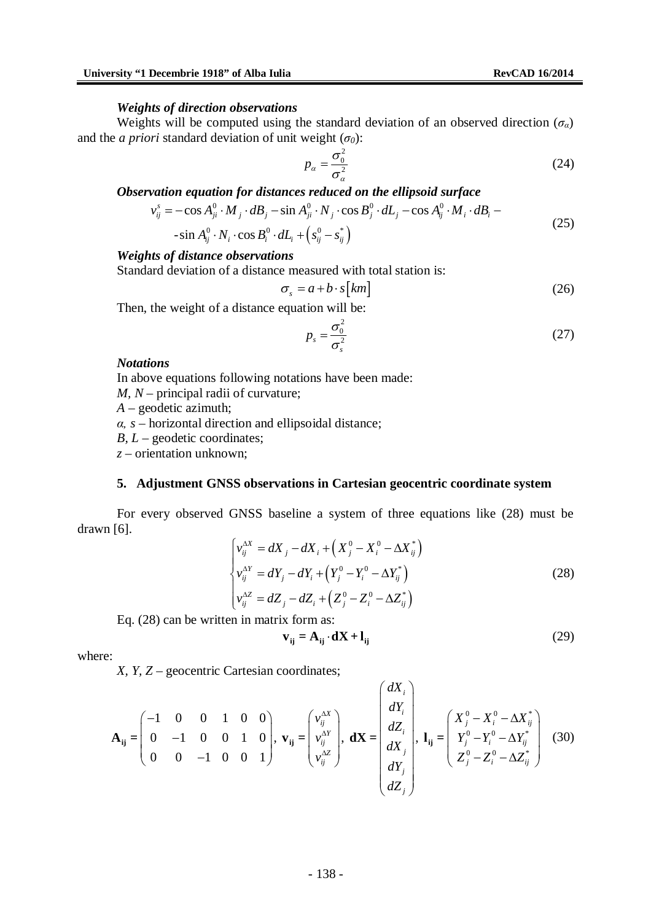***Weights of direction observations***

Weights will be computed using the standard deviation of an observed direction ($\sigma_\alpha$) and the *a priori* standard deviation of unit weight ($\sigma_0$):

$$p_\alpha = \frac{\sigma_0^2}{\sigma_\alpha^2} \tag{24}$$

***Observation equation for distances reduced on the ellipsoid surface***

$$\begin{aligned} v_{ij}^s = & -\cos A_{ji}^0 \cdot M_j \cdot dB_j - \sin A_{ji}^0 \cdot N_j \cdot \cos B_j^0 \cdot dL_j - \cos A_{ij}^0 \cdot M_i \cdot dB_i - \\ & -\sin A_{ij}^0 \cdot N_i \cdot \cos B_i^0 \cdot dL_i + \left(s_{ij}^0 - s_{ij}^*\right) \end{aligned} \tag{25}$$

***Weights of distance observations***

Standard deviation of a distance measured with total station is:

$$\sigma_s = a + b \cdot s[km] \tag{26}$$

Then, the weight of a distance equation will be:

$$p_s = \frac{\sigma_0^2}{\sigma_s^2} \tag{27}$$

***Notations***

In above equations following notations have been made:

*M, N* – principal radii of curvature;

*A* – geodetic azimuth;

*α, s* – horizontal direction and ellipsoidal distance;

*B, L* – geodetic coordinates;

*z* – orientation unknown;

## 5. Adjustment GNSS observations in Cartesian geocentric coordinate system

For every observed GNSS baseline a system of three equations like (28) must be drawn [6].

$$\begin{cases} v_{ij}^{\Delta X} = dX_j - dX_i + \left(X_j^0 - X_i^0 - \Delta X_{ij}^*\right) \\ v_{ij}^{\Delta Y} = dY_j - dY_i + \left(Y_j^0 - Y_i^0 - \Delta Y_{ij}^*\right) \\ v_{ij}^{\Delta Z} = dZ_j - dZ_i + \left(Z_j^0 - Z_i^0 - \Delta Z_{ij}^*\right) \end{cases} \tag{28}$$

Eq. (28) can be written in matrix form as:

$$\mathbf{v_{ij}} = \mathbf{A_{ij}} \cdot \mathbf{dX} + \mathbf{l_{ij}} \tag{29}$$

where:

*X, Y, Z* – geocentric Cartesian coordinates;

$$\mathbf{A_{ij}} = \begin{pmatrix} -1 & 0 & 0 & 1 & 0 & 0 \\ 0 & -1 & 0 & 0 & 1 & 0 \\ 0 & 0 & -1 & 0 & 0 & 1 \end{pmatrix},\ \mathbf{v_{ij}} = \begin{pmatrix} v_{ij}^{\Delta X} \\ v_{ij}^{\Delta Y} \\ v_{ij}^{\Delta Z} \end{pmatrix},\ \mathbf{dX} = \begin{pmatrix} dX_i \\ dY_i \\ dZ_i \\ dX_j \\ dY_j \\ dZ_j \end{pmatrix},\ \mathbf{l_{ij}} = \begin{pmatrix} X_j^0 - X_i^0 - \Delta X_{ij}^* \\ Y_j^0 - Y_i^0 - \Delta Y_{ij}^* \\ Z_j^0 - Z_i^0 - \Delta Z_{ij}^* \end{pmatrix} \tag{30}$$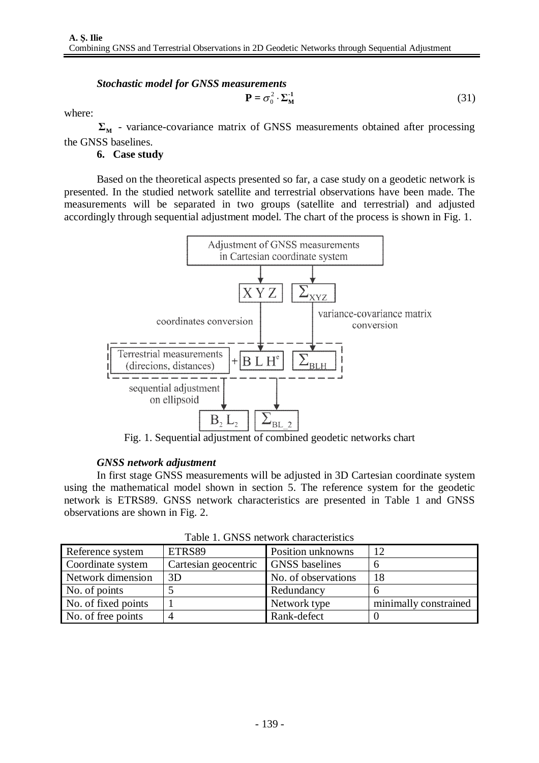***Stochastic model for GNSS measurements***

$$\mathbf{P} = \sigma_0^2 \cdot \mathbf{\Sigma_M^{-1}} \tag{31}$$

where:

$\mathbf{\Sigma_M}$ - variance-covariance matrix of GNSS measurements obtained after processing the GNSS baselines.

**6. Case study**

Based on the theoretical aspects presented so far, a case study on a geodetic network is presented. In the studied network satellite and terrestrial observations have been made. The measurements will be separated in two groups (satellite and terrestrial) and adjusted accordingly through sequential adjustment model. The chart of the process is shown in Fig. 1.

Fig. 1. Sequential adjustment of combined geodetic networks chart

***GNSS network adjustment***

In first stage GNSS measurements will be adjusted in 3D Cartesian coordinate system using the mathematical model shown in section 5. The reference system for the geodetic network is ETRS89. GNSS network characteristics are presented in Table 1 and GNSS observations are shown in Fig. 2.

Table 1. GNSS network characteristics

| Reference system | ETRS89 | Position unknowns | 12 |
|---|---|---|---|
| Coordinate system | Cartesian geocentric | GNSS baselines | 6 |
| Network dimension | 3D | No. of observations | 18 |
| No. of points | 5 | Redundancy | 6 |
| No. of fixed points | 1 | Network type | minimally constrained |
| No. of free points | 4 | Rank-defect | 0 |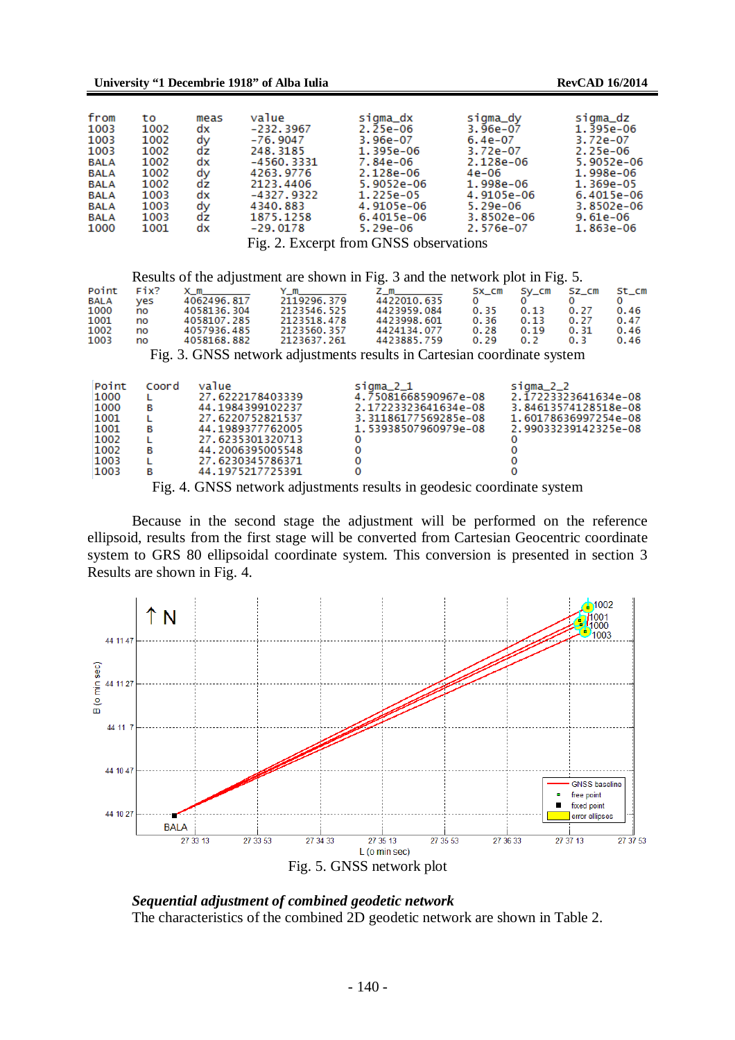| from | to | meas | value | sigma_dx | sigma_dy | sigma_dz |
|---|---|---|---|---|---|---|
| 1003 | 1002 | dx | -232.3967 | 2.25e-06 | 3.96e-07 | 1.395e-06 |
| 1003 | 1002 | dy | -76.9047 | 3.96e-07 | 6.4e-07 | 3.72e-07 |
| 1003 | 1002 | dz | 248.3185 | 1.395e-06 | 3.72e-07 | 2.25e-06 |
| BALA | 1002 | dx | -4560.3331 | 7.84e-06 | 2.128e-06 | 5.9052e-06 |
| BALA | 1002 | dy | 4263.9776 | 2.128e-06 | 4e-06 | 1.998e-06 |
| BALA | 1002 | dz | 2123.4406 | 5.9052e-06 | 1.998e-06 | 1.369e-05 |
| BALA | 1003 | dx | -4327.9322 | 1.225e-05 | 4.9105e-06 | 6.4015e-06 |
| BALA | 1003 | dy | 4340.883 | 4.9105e-06 | 5.29e-06 | 3.8502e-06 |
| BALA | 1003 | dz | 1875.1258 | 6.4015e-06 | 3.8502e-06 | 9.61e-06 |
| 1000 | 1001 | dx | -29.0178 | 5.29e-06 | 2.576e-07 | 1.863e-06 |

Fig. 2. Excerpt from GNSS observations

Results of the adjustment are shown in Fig. 3 and the network plot in Fig. 5.

| Point | Fix? | X_m | Y_m | Z_m | Sx_cm | Sy_cm | Sz_cm | St_cm |
|---|---|---|---|---|---|---|---|---|
| BALA | yes | 4062496.817 | 2119296.379 | 4422010.635 | 0 | 0 | 0 | 0 |
| 1000 | no | 4058136.304 | 2123546.525 | 4423959.084 | 0.35 | 0.13 | 0.27 | 0.46 |
| 1001 | no | 4058107.285 | 2123518.478 | 4423998.601 | 0.36 | 0.13 | 0.27 | 0.47 |
| 1002 | no | 4057936.485 | 2123560.357 | 4424134.077 | 0.28 | 0.19 | 0.31 | 0.46 |
| 1003 | no | 4058168.882 | 2123637.261 | 4423885.759 | 0.29 | 0.2 | 0.3 | 0.46 |

Fig. 3. GNSS network adjustments results in Cartesian coordinate system

| Point | Coord | value | sigma_2_1 | sigma_2_2 |
|---|---|---|---|---|
| 1000 | L | 27.6222178403339 | 4.75081668590967e-08 | 2.17223323641634e-08 |
| 1000 | B | 44.1984399102237 | 2.17223323641634e-08 | 3.84613574128518e-08 |
| 1001 | L | 27.6220752821537 | 3.31186177569285e-08 | 1.60178636997254e-08 |
| 1001 | B | 44.1989377762005 | 1.53938507960979e-08 | 2.99033239142325e-08 |
| 1002 | L | 27.6235301320713 | 0 | 0 |
| 1002 | B | 44.2006395005548 | 0 | 0 |
| 1003 | L | 27.6230345786371 | 0 | 0 |
| 1003 | B | 44.1975217725391 | 0 | 0 |

Fig. 4. GNSS network adjustments results in geodesic coordinate system

Because in the second stage the adjustment will be performed on the reference ellipsoid, results from the first stage will be converted from Cartesian Geocentric coordinate system to GRS 80 ellipsoidal coordinate system. This conversion is presented in section 3 Results are shown in Fig. 4.

Fig. 5. GNSS network plot

***Sequential adjustment of combined geodetic network***

The characteristics of the combined 2D geodetic network are shown in Table 2.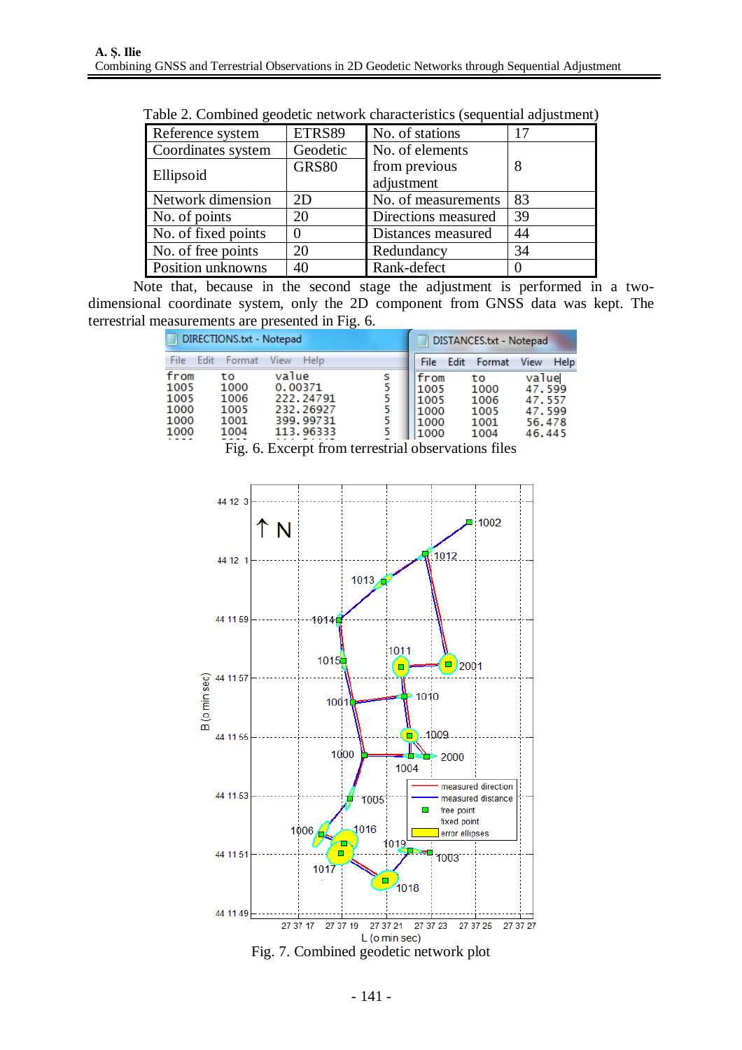Table 2. Combined geodetic network characteristics (sequential adjustment)

| Reference system | ETRS89 | No. of stations | 17 |
|---|---|---|---|
| Coordinates system | Geodetic | No. of elements from previous adjustment | 8 |
| Ellipsoid | GRS80 | | |
| Network dimension | 2D | No. of measurements | 83 |
| No. of points | 20 | Directions measured | 39 |
| No. of fixed points | 0 | Distances measured | 44 |
| No. of free points | 20 | Redundancy | 34 |
| Position unknowns | 40 | Rank-defect | 0 |

Note that, because in the second stage the adjustment is performed in a two-dimensional coordinate system, only the 2D component from GNSS data was kept. The terrestrial measurements are presented in Fig. 6.

```
DIRECTIONS.txt - Notepad
from   to     value       s
1005   1000   0.00371     5
1005   1006   222.24791   5
1000   1005   232.26927   5
1000   1001   399.99731   5
1000   1004   113.96333   5
```

```
DISTANCES.txt - Notepad
from   to     value
1005   1000   47.599
1005   1006   47.557
1000   1005   47.599
1000   1001   56.478
1000   1004   46.445
```

Fig. 6. Excerpt from terrestrial observations files

Fig. 7. Combined geodetic network plot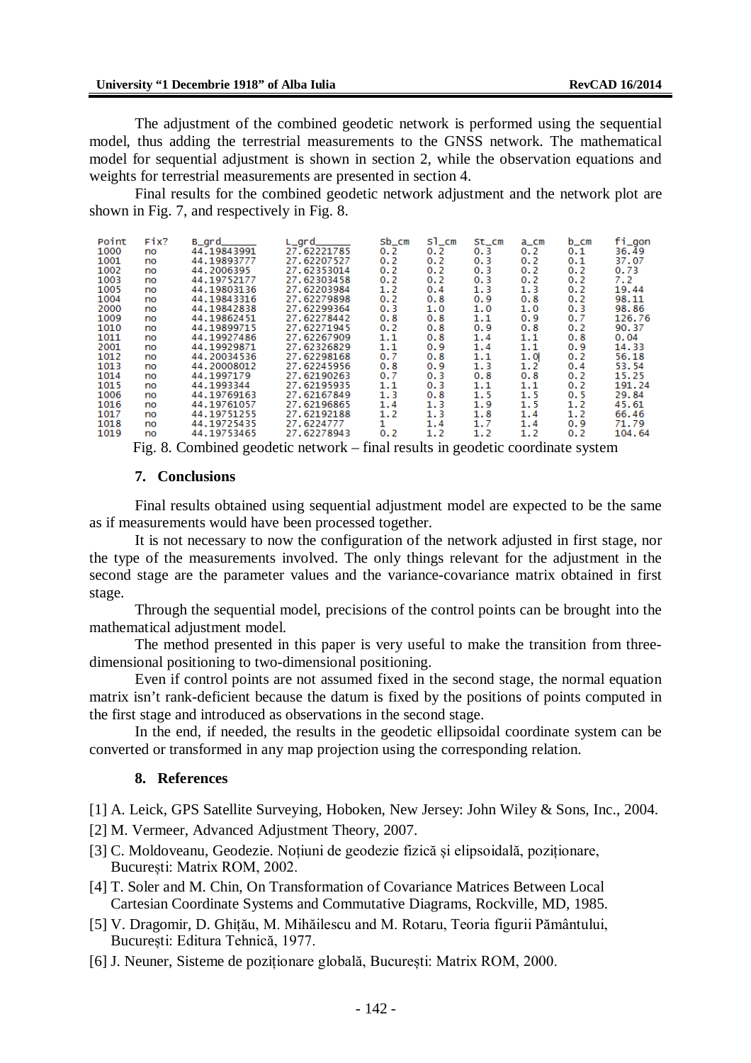The adjustment of the combined geodetic network is performed using the sequential model, thus adding the terrestrial measurements to the GNSS network. The mathematical model for sequential adjustment is shown in section 2, while the observation equations and weights for terrestrial measurements are presented in section 4.

Final results for the combined geodetic network adjustment and the network plot are shown in Fig. 7, and respectively in Fig. 8.

| Point | Fix? | B_grd | L_grd | Sb_cm | Sl_cm | St_cm | a_cm | b_cm | fi_gon |
|---|---|---|---|---|---|---|---|---|---|
| 1000 | no | 44.19843991 | 27.62221785 | 0.2 | 0.2 | 0.3 | 0.2 | 0.1 | 36.49 |
| 1001 | no | 44.19893777 | 27.62207527 | 0.2 | 0.2 | 0.3 | 0.2 | 0.1 | 37.07 |
| 1002 | no | 44.2006395 | 27.62353014 | 0.2 | 0.2 | 0.3 | 0.2 | 0.2 | 0.73 |
| 1003 | no | 44.19752177 | 27.62303458 | 0.2 | 0.2 | 0.3 | 0.2 | 0.2 | 7.2 |
| 1005 | no | 44.19803136 | 27.62203984 | 1.2 | 0.4 | 1.3 | 1.3 | 0.2 | 19.44 |
| 1004 | no | 44.19843316 | 27.62279898 | 0.2 | 0.8 | 0.9 | 0.8 | 0.2 | 98.11 |
| 2000 | no | 44.19842838 | 27.62299364 | 0.3 | 1.0 | 1.0 | 1.0 | 0.3 | 98.86 |
| 1009 | no | 44.19862451 | 27.62278442 | 0.8 | 0.8 | 1.1 | 0.9 | 0.7 | 126.76 |
| 1010 | no | 44.19899715 | 27.62271945 | 0.2 | 0.8 | 0.9 | 0.8 | 0.2 | 90.37 |
| 1011 | no | 44.19927486 | 27.62267909 | 1.1 | 0.8 | 1.4 | 1.1 | 0.8 | 0.04 |
| 2001 | no | 44.19929871 | 27.62326829 | 1.1 | 0.9 | 1.4 | 1.1 | 0.9 | 14.33 |
| 1012 | no | 44.20034536 | 27.62298168 | 0.7 | 0.8 | 1.1 | 1.0 | 0.2 | 56.18 |
| 1013 | no | 44.20008012 | 27.62245956 | 0.8 | 0.9 | 1.3 | 1.2 | 0.4 | 53.54 |
| 1014 | no | 44.1997179 | 27.62190263 | 0.7 | 0.3 | 0.8 | 0.8 | 0.2 | 15.25 |
| 1015 | no | 44.1993344 | 27.62195935 | 1.1 | 0.3 | 1.1 | 1.1 | 0.2 | 191.24 |
| 1006 | no | 44.19769163 | 27.62167849 | 1.3 | 0.8 | 1.5 | 1.5 | 0.5 | 29.84 |
| 1016 | no | 44.19761057 | 27.62196865 | 1.4 | 1.3 | 1.9 | 1.5 | 1.2 | 45.61 |
| 1017 | no | 44.19751255 | 27.62192188 | 1.2 | 1.3 | 1.8 | 1.4 | 1.2 | 66.46 |
| 1018 | no | 44.19725435 | 27.6224777 | 1 | 1.4 | 1.7 | 1.4 | 0.9 | 71.79 |
| 1019 | no | 44.19753465 | 27.62278943 | 0.2 | 1.2 | 1.2 | 1.2 | 0.2 | 104.64 |

Fig. 8. Combined geodetic network – final results in geodetic coordinate system

## 7. Conclusions

Final results obtained using sequential adjustment model are expected to be the same as if measurements would have been processed together.

It is not necessary to now the configuration of the network adjusted in first stage, nor the type of the measurements involved. The only things relevant for the adjustment in the second stage are the parameter values and the variance-covariance matrix obtained in first stage.

Through the sequential model, precisions of the control points can be brought into the mathematical adjustment model.

The method presented in this paper is very useful to make the transition from three-dimensional positioning to two-dimensional positioning.

Even if control points are not assumed fixed in the second stage, the normal equation matrix isn't rank-deficient because the datum is fixed by the positions of points computed in the first stage and introduced as observations in the second stage.

In the end, if needed, the results in the geodetic ellipsoidal coordinate system can be converted or transformed in any map projection using the corresponding relation.

## 8. References

[1] A. Leick, GPS Satellite Surveying, Hoboken, New Jersey: John Wiley & Sons, Inc., 2004.

[2] M. Vermeer, Advanced Adjustment Theory, 2007.

[3] C. Moldoveanu, Geodezie. Noțiuni de geodezie fizică și elipsoidală, poziționare, București: Matrix ROM, 2002.

[4] T. Soler and M. Chin, On Transformation of Covariance Matrices Between Local Cartesian Coordinate Systems and Commutative Diagrams, Rockville, MD, 1985.

[5] V. Dragomir, D. Ghițău, M. Mihăilescu and M. Rotaru, Teoria figurii Pământului, București: Editura Tehnică, 1977.

[6] J. Neuner, Sisteme de poziționare globală, București: Matrix ROM, 2000.